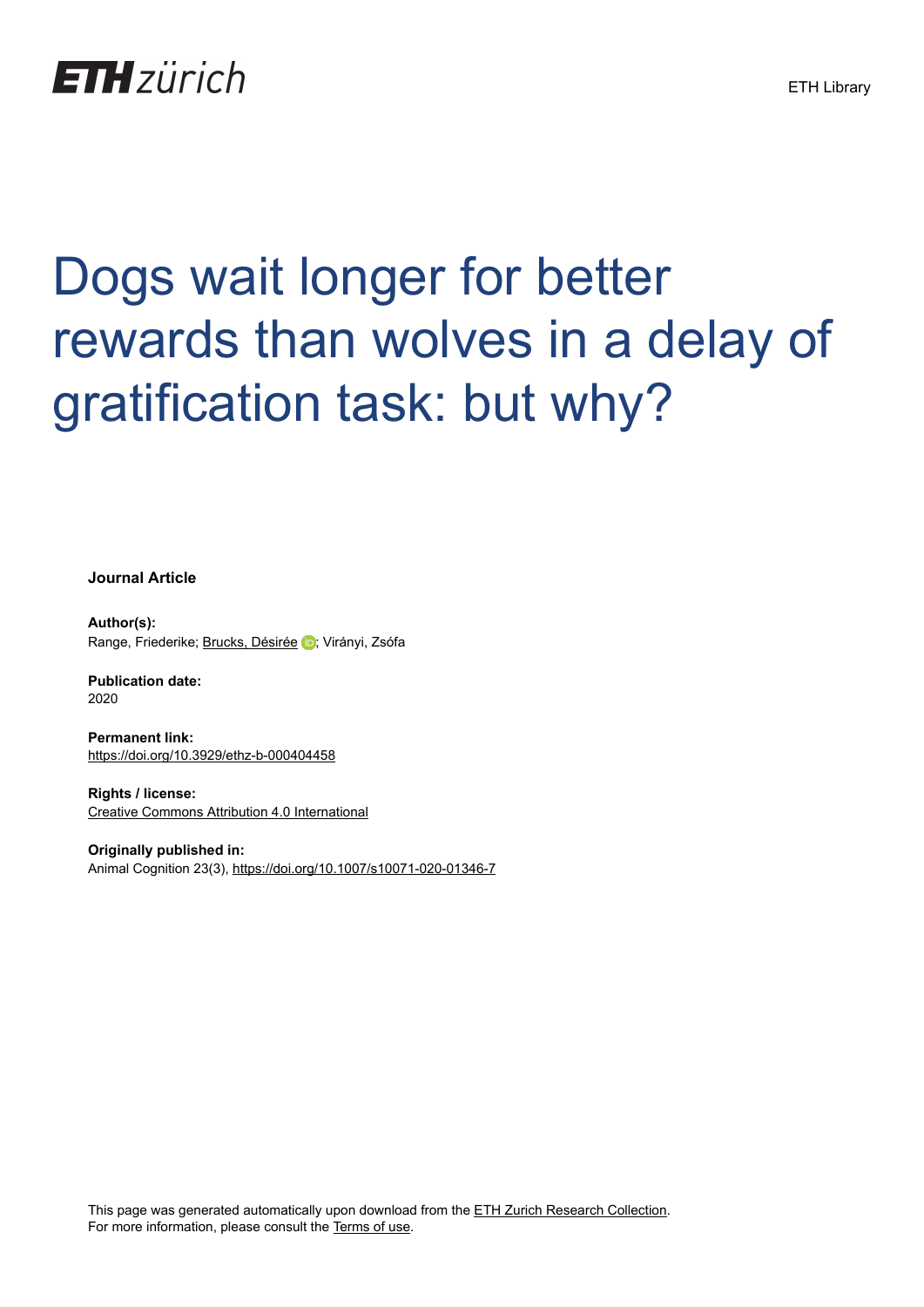ETH zürich

ETH Library

# Dogs wait longer for better rewards than wolves in a delay of gratification task: but why?

**Journal Article**

**Author(s):**
Range, Friederike; Brucks, Désirée; Virányi, Zsófa

**Publication date:**
2020

**Permanent link:**
https://doi.org/10.3929/ethz-b-000404458

**Rights / license:**
Creative Commons Attribution 4.0 International

**Originally published in:**
Animal Cognition 23(3), https://doi.org/10.1007/s10071-020-01346-7

This page was generated automatically upon download from the ETH Zurich Research Collection.
For more information, please consult the Terms of use.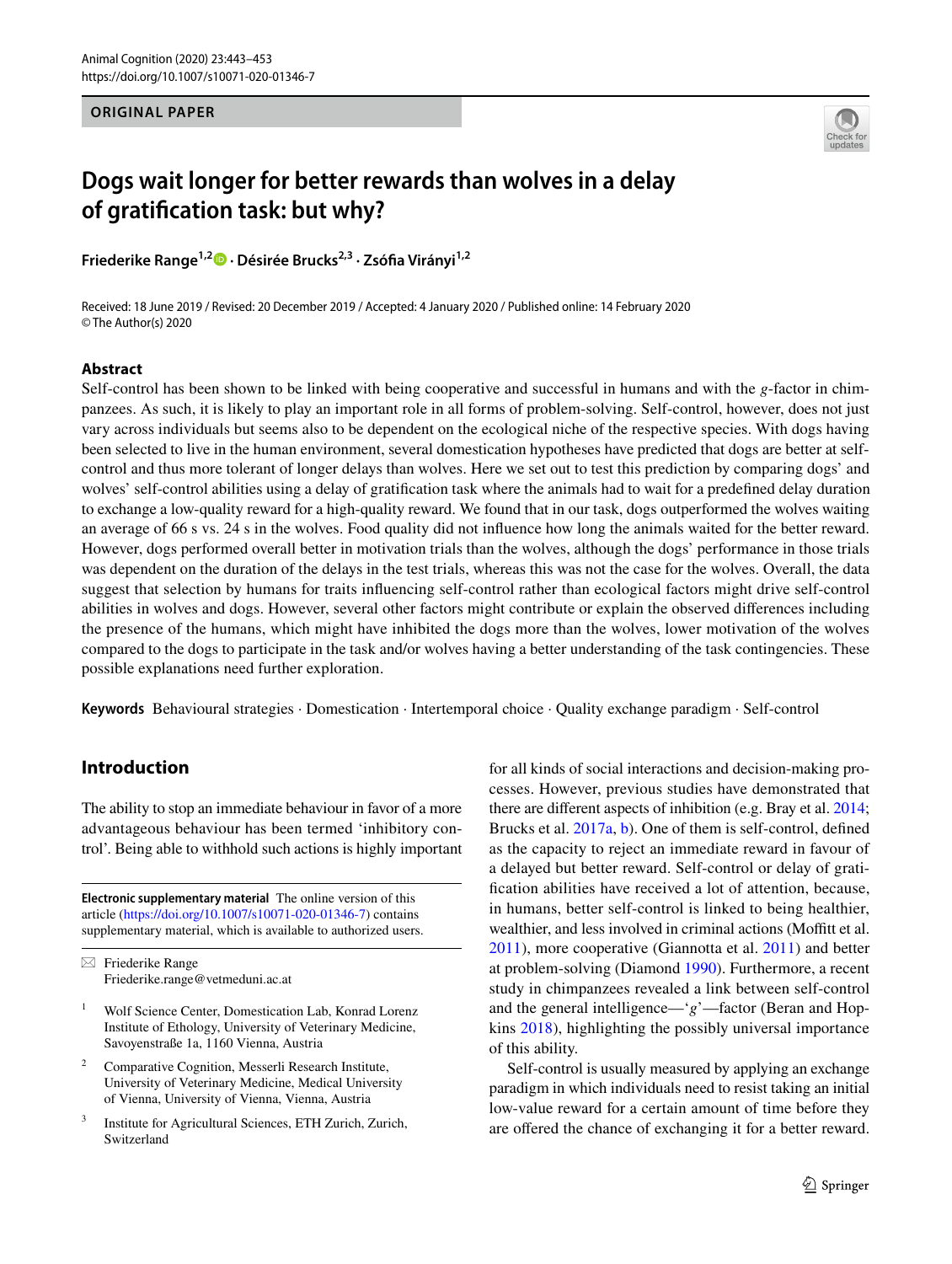ORIGINAL PAPER

# Dogs wait longer for better rewards than wolves in a delay of gratification task: but why?

**Friederike Range[1,2] · Désirée Brucks[2,3] · Zsófia Virányi[1,2]**

Received: 18 June 2019 / Revised: 20 December 2019 / Accepted: 4 January 2020 / Published online: 14 February 2020
© The Author(s) 2020

## Abstract

Self-control has been shown to be linked with being cooperative and successful in humans and with the *g*-factor in chimpanzees. As such, it is likely to play an important role in all forms of problem-solving. Self-control, however, does not just vary across individuals but seems also to be dependent on the ecological niche of the respective species. With dogs having been selected to live in the human environment, several domestication hypotheses have predicted that dogs are better at self-control and thus more tolerant of longer delays than wolves. Here we set out to test this prediction by comparing dogs' and wolves' self-control abilities using a delay of gratification task where the animals had to wait for a predefined delay duration to exchange a low-quality reward for a high-quality reward. We found that in our task, dogs outperformed the wolves waiting an average of 66 s vs. 24 s in the wolves. Food quality did not influence how long the animals waited for the better reward. However, dogs performed overall better in motivation trials than the wolves, although the dogs' performance in those trials was dependent on the duration of the delays in the test trials, whereas this was not the case for the wolves. Overall, the data suggest that selection by humans for traits influencing self-control rather than ecological factors might drive self-control abilities in wolves and dogs. However, several other factors might contribute or explain the observed differences including the presence of the humans, which might have inhibited the dogs more than the wolves, lower motivation of the wolves compared to the dogs to participate in the task and/or wolves having a better understanding of the task contingencies. These possible explanations need further exploration.

**Keywords** Behavioural strategies · Domestication · Intertemporal choice · Quality exchange paradigm · Self-control

## Introduction

The ability to stop an immediate behaviour in favor of a more advantageous behaviour has been termed 'inhibitory control'. Being able to withhold such actions is highly important for all kinds of social interactions and decision-making processes. However, previous studies have demonstrated that there are different aspects of inhibition (e.g. Bray et al. 2014; Brucks et al. 2017a, b). One of them is self-control, defined as the capacity to reject an immediate reward in favour of a delayed but better reward. Self-control or delay of gratification abilities have received a lot of attention, because, in humans, better self-control is linked to being healthier, wealthier, and less involved in criminal actions (Moffitt et al. 2011), more cooperative (Giannotta et al. 2011) and better at problem-solving (Diamond 1990). Furthermore, a recent study in chimpanzees revealed a link between self-control and the general intelligence—'*g*'—factor (Beran and Hopkins 2018), highlighting the possibly universal importance of this ability.

Self-control is usually measured by applying an exchange paradigm in which individuals need to resist taking an initial low-value reward for a certain amount of time before they are offered the chance of exchanging it for a better reward.

**Electronic supplementary material** The online version of this article (https://doi.org/10.1007/s10071-020-01346-7) contains supplementary material, which is available to authorized users.

✉ Friederike Range
Friederike.range@vetmeduni.ac.at

[1] Wolf Science Center, Domestication Lab, Konrad Lorenz Institute of Ethology, University of Veterinary Medicine, Savoyenstraße 1a, 1160 Vienna, Austria

[2] Comparative Cognition, Messerli Research Institute, University of Veterinary Medicine, Medical University of Vienna, University of Vienna, Vienna, Austria

[3] Institute for Agricultural Sciences, ETH Zurich, Zurich, Switzerland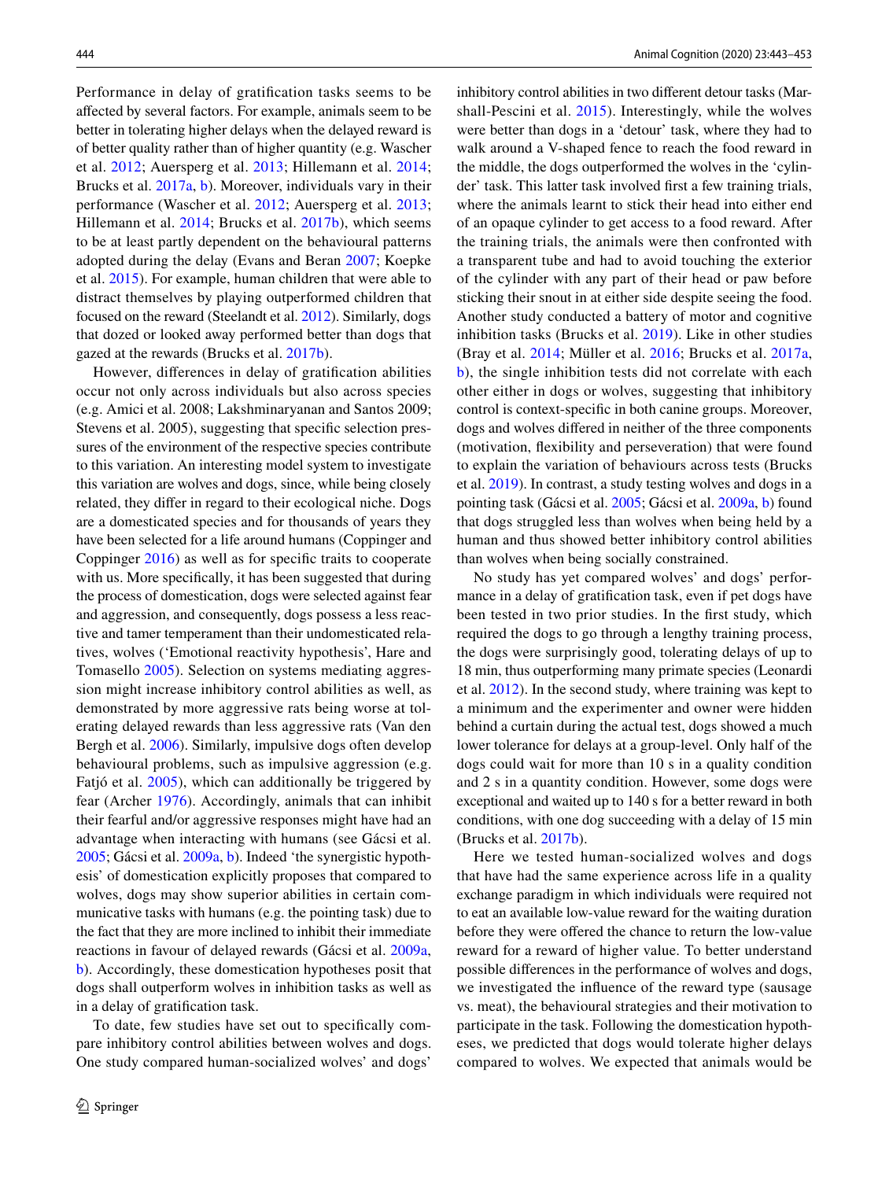Performance in delay of gratification tasks seems to be affected by several factors. For example, animals seem to be better in tolerating higher delays when the delayed reward is of better quality rather than of higher quantity (e.g. Wascher et al. 2012; Auersperg et al. 2013; Hillemann et al. 2014; Brucks et al. 2017a, b). Moreover, individuals vary in their performance (Wascher et al. 2012; Auersperg et al. 2013; Hillemann et al. 2014; Brucks et al. 2017b), which seems to be at least partly dependent on the behavioural patterns adopted during the delay (Evans and Beran 2007; Koepke et al. 2015). For example, human children that were able to distract themselves by playing outperformed children that focused on the reward (Steelandt et al. 2012). Similarly, dogs that dozed or looked away performed better than dogs that gazed at the rewards (Brucks et al. 2017b).

However, differences in delay of gratification abilities occur not only across individuals but also across species (e.g. Amici et al. 2008; Lakshminaryanan and Santos 2009; Stevens et al. 2005), suggesting that specific selection pressures of the environment of the respective species contribute to this variation. An interesting model system to investigate this variation are wolves and dogs, since, while being closely related, they differ in regard to their ecological niche. Dogs are a domesticated species and for thousands of years they have been selected for a life around humans (Coppinger and Coppinger 2016) as well as for specific traits to cooperate with us. More specifically, it has been suggested that during the process of domestication, dogs were selected against fear and aggression, and consequently, dogs possess a less reactive and tamer temperament than their undomesticated relatives, wolves ('Emotional reactivity hypothesis', Hare and Tomasello 2005). Selection on systems mediating aggression might increase inhibitory control abilities as well, as demonstrated by more aggressive rats being worse at tolerating delayed rewards than less aggressive rats (Van den Bergh et al. 2006). Similarly, impulsive dogs often develop behavioural problems, such as impulsive aggression (e.g. Fatjó et al. 2005), which can additionally be triggered by fear (Archer 1976). Accordingly, animals that can inhibit their fearful and/or aggressive responses might have had an advantage when interacting with humans (see Gácsi et al. 2005; Gácsi et al. 2009a, b). Indeed 'the synergistic hypothesis' of domestication explicitly proposes that compared to wolves, dogs may show superior abilities in certain communicative tasks with humans (e.g. the pointing task) due to the fact that they are more inclined to inhibit their immediate reactions in favour of delayed rewards (Gácsi et al. 2009a, b). Accordingly, these domestication hypotheses posit that dogs shall outperform wolves in inhibition tasks as well as in a delay of gratification task.

To date, few studies have set out to specifically compare inhibitory control abilities between wolves and dogs. One study compared human-socialized wolves' and dogs' inhibitory control abilities in two different detour tasks (Marshall-Pescini et al. 2015). Interestingly, while the wolves were better than dogs in a 'detour' task, where they had to walk around a V-shaped fence to reach the food reward in the middle, the dogs outperformed the wolves in the 'cylinder' task. This latter task involved first a few training trials, where the animals learnt to stick their head into either end of an opaque cylinder to get access to a food reward. After the training trials, the animals were then confronted with a transparent tube and had to avoid touching the exterior of the cylinder with any part of their head or paw before sticking their snout in at either side despite seeing the food. Another study conducted a battery of motor and cognitive inhibition tasks (Brucks et al. 2019). Like in other studies (Bray et al. 2014; Müller et al. 2016; Brucks et al. 2017a, b), the single inhibition tests did not correlate with each other either in dogs or wolves, suggesting that inhibitory control is context-specific in both canine groups. Moreover, dogs and wolves differed in neither of the three components (motivation, flexibility and perseveration) that were found to explain the variation of behaviours across tests (Brucks et al. 2019). In contrast, a study testing wolves and dogs in a pointing task (Gácsi et al. 2005; Gácsi et al. 2009a, b) found that dogs struggled less than wolves when being held by a human and thus showed better inhibitory control abilities than wolves when being socially constrained.

No study has yet compared wolves' and dogs' performance in a delay of gratification task, even if pet dogs have been tested in two prior studies. In the first study, which required the dogs to go through a lengthy training process, the dogs were surprisingly good, tolerating delays of up to 18 min, thus outperforming many primate species (Leonardi et al. 2012). In the second study, where training was kept to a minimum and the experimenter and owner were hidden behind a curtain during the actual test, dogs showed a much lower tolerance for delays at a group-level. Only half of the dogs could wait for more than 10 s in a quality condition and 2 s in a quantity condition. However, some dogs were exceptional and waited up to 140 s for a better reward in both conditions, with one dog succeeding with a delay of 15 min (Brucks et al. 2017b).

Here we tested human-socialized wolves and dogs that have had the same experience across life in a quality exchange paradigm in which individuals were required not to eat an available low-value reward for the waiting duration before they were offered the chance to return the low-value reward for a reward of higher value. To better understand possible differences in the performance of wolves and dogs, we investigated the influence of the reward type (sausage vs. meat), the behavioural strategies and their motivation to participate in the task. Following the domestication hypotheses, we predicted that dogs would tolerate higher delays compared to wolves. We expected that animals would be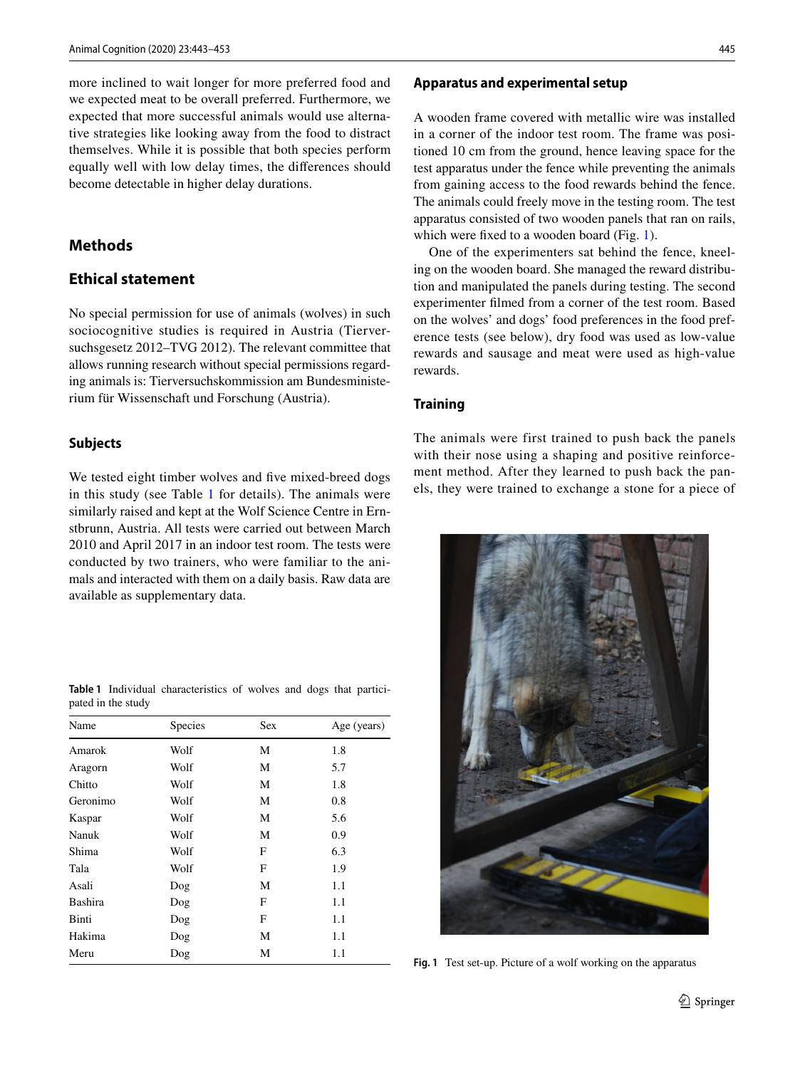more inclined to wait longer for more preferred food and we expected meat to be overall preferred. Furthermore, we expected that more successful animals would use alternative strategies like looking away from the food to distract themselves. While it is possible that both species perform equally well with low delay times, the differences should become detectable in higher delay durations.

## Methods

### Ethical statement

No special permission for use of animals (wolves) in such sociocognitive studies is required in Austria (Tierversuchsgesetz 2012–TVG 2012). The relevant committee that allows running research without special permissions regarding animals is: Tierversuchskommission am Bundesministerium für Wissenschaft und Forschung (Austria).

### Subjects

We tested eight timber wolves and five mixed-breed dogs in this study (see Table 1 for details). The animals were similarly raised and kept at the Wolf Science Centre in Ernstbrunn, Austria. All tests were carried out between March 2010 and April 2017 in an indoor test room. The tests were conducted by two trainers, who were familiar to the animals and interacted with them on a daily basis. Raw data are available as supplementary data.

**Table 1** Individual characteristics of wolves and dogs that participated in the study

| Name | Species | Sex | Age (years) |
|---|---|---|---|
| Amarok | Wolf | M | 1.8 |
| Aragorn | Wolf | M | 5.7 |
| Chitto | Wolf | M | 1.8 |
| Geronimo | Wolf | M | 0.8 |
| Kaspar | Wolf | M | 5.6 |
| Nanuk | Wolf | M | 0.9 |
| Shima | Wolf | F | 6.3 |
| Tala | Wolf | F | 1.9 |
| Asali | Dog | M | 1.1 |
| Bashira | Dog | F | 1.1 |
| Binti | Dog | F | 1.1 |
| Hakima | Dog | M | 1.1 |
| Meru | Dog | M | 1.1 |

### Apparatus and experimental setup

A wooden frame covered with metallic wire was installed in a corner of the indoor test room. The frame was positioned 10 cm from the ground, hence leaving space for the test apparatus under the fence while preventing the animals from gaining access to the food rewards behind the fence. The animals could freely move in the testing room. The test apparatus consisted of two wooden panels that ran on rails, which were fixed to a wooden board (Fig. 1).

One of the experimenters sat behind the fence, kneeling on the wooden board. She managed the reward distribution and manipulated the panels during testing. The second experimenter filmed from a corner of the test room. Based on the wolves' and dogs' food preferences in the food preference tests (see below), dry food was used as low-value rewards and sausage and meat were used as high-value rewards.

### Training

The animals were first trained to push back the panels with their nose using a shaping and positive reinforcement method. After they learned to push back the panels, they were trained to exchange a stone for a piece of

**Fig. 1** Test set-up. Picture of a wolf working on the apparatus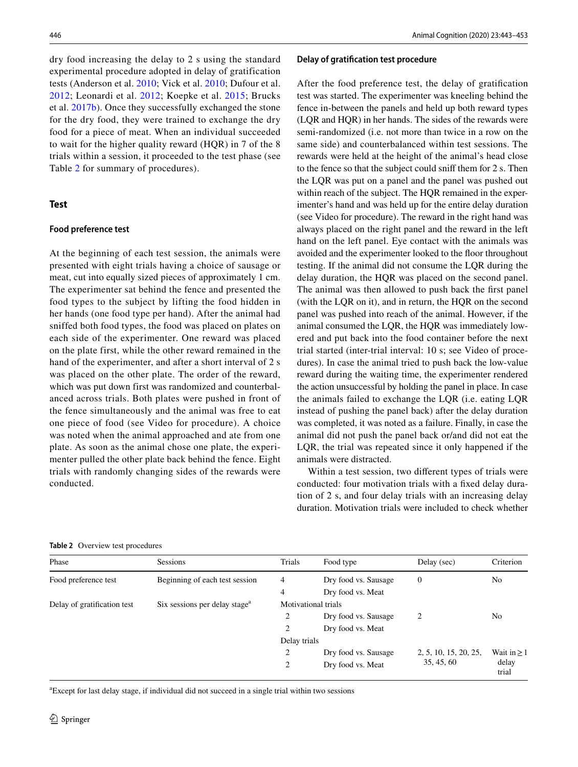dry food increasing the delay to 2 s using the standard experimental procedure adopted in delay of gratification tests (Anderson et al. 2010; Vick et al. 2010; Dufour et al. 2012; Leonardi et al. 2012; Koepke et al. 2015; Brucks et al. 2017b). Once they successfully exchanged the stone for the dry food, they were trained to exchange the dry food for a piece of meat. When an individual succeeded to wait for the higher quality reward (HQR) in 7 of the 8 trials within a session, it proceeded to the test phase (see Table 2 for summary of procedures).

## Test

### Food preference test

At the beginning of each test session, the animals were presented with eight trials having a choice of sausage or meat, cut into equally sized pieces of approximately 1 cm. The experimenter sat behind the fence and presented the food types to the subject by lifting the food hidden in her hands (one food type per hand). After the animal had sniffed both food types, the food was placed on plates on each side of the experimenter. One reward was placed on the plate first, while the other reward remained in the hand of the experimenter, and after a short interval of 2 s was placed on the other plate. The order of the reward, which was put down first was randomized and counterbalanced across trials. Both plates were pushed in front of the fence simultaneously and the animal was free to eat one piece of food (see Video for procedure). A choice was noted when the animal approached and ate from one plate. As soon as the animal chose one plate, the experimenter pulled the other plate back behind the fence. Eight trials with randomly changing sides of the rewards were conducted.

### Delay of gratification test procedure

After the food preference test, the delay of gratification test was started. The experimenter was kneeling behind the fence in-between the panels and held up both reward types (LQR and HQR) in her hands. The sides of the rewards were semi-randomized (i.e. not more than twice in a row on the same side) and counterbalanced within test sessions. The rewards were held at the height of the animal's head close to the fence so that the subject could sniff them for 2 s. Then the LQR was put on a panel and the panel was pushed out within reach of the subject. The HQR remained in the experimenter's hand and was held up for the entire delay duration (see Video for procedure). The reward in the right hand was always placed on the right panel and the reward in the left hand on the left panel. Eye contact with the animals was avoided and the experimenter looked to the floor throughout testing. If the animal did not consume the LQR during the delay duration, the HQR was placed on the second panel. The animal was then allowed to push back the first panel (with the LQR on it), and in return, the HQR on the second panel was pushed into reach of the animal. However, if the animal consumed the LQR, the HQR was immediately lowered and put back into the food container before the next trial started (inter-trial interval: 10 s; see Video of procedures). In case the animal tried to push back the low-value reward during the waiting time, the experimenter rendered the action unsuccessful by holding the panel in place. In case the animals failed to exchange the LQR (i.e. eating LQR instead of pushing the panel back) after the delay duration was completed, it was noted as a failure. Finally, in case the animal did not push the panel back or/and did not eat the LQR, the trial was repeated since it only happened if the animals were distracted.

Within a test session, two different types of trials were conducted: four motivation trials with a fixed delay duration of 2 s, and four delay trials with an increasing delay duration. Motivation trials were included to check whether

**Table 2** Overview test procedures

| Phase | Sessions | Trials | Food type | Delay (sec) | Criterion |
|---|---|---|---|---|---|
| Food preference test | Beginning of each test session | 4 | Dry food vs. Sausage | 0 | No |
| | | 4 | Dry food vs. Meat | | |
| Delay of gratification test | Six sessions per delay stage[a] | Motivational trials | | | |
| | | 2 | Dry food vs. Sausage | 2 | No |
| | | 2 | Dry food vs. Meat | | |
| | | Delay trials | | | |
| | | 2 | Dry food vs. Sausage | 2, 5, 10, 15, 20, 25, 35, 45, 60 | Wait in ≥ 1 delay trial |
| | | 2 | Dry food vs. Meat | | |

[a]Except for last delay stage, if individual did not succeed in a single trial within two sessions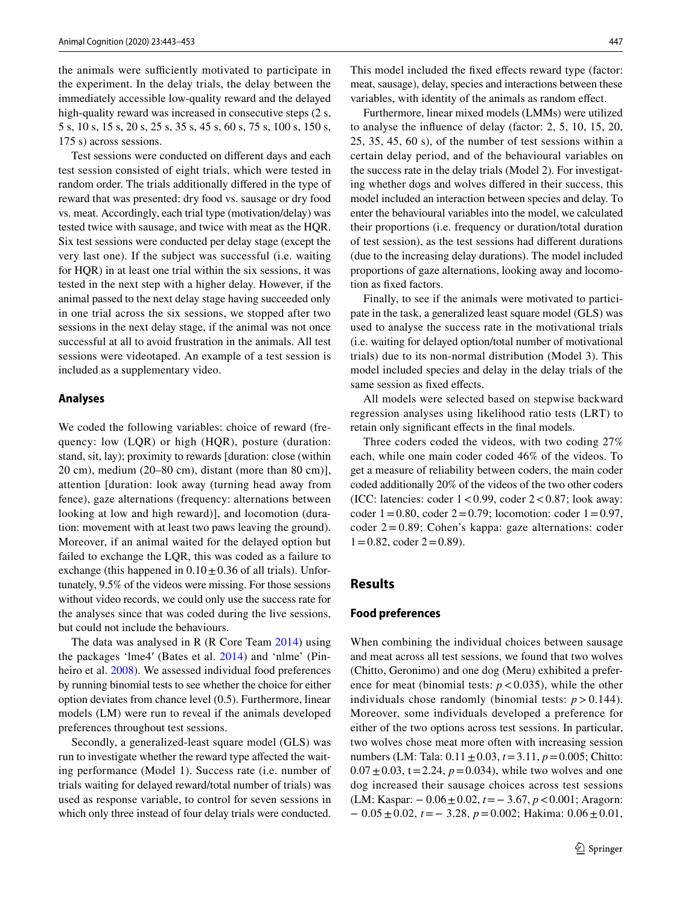the animals were sufficiently motivated to participate in the experiment. In the delay trials, the delay between the immediately accessible low-quality reward and the delayed high-quality reward was increased in consecutive steps (2 s, 5 s, 10 s, 15 s, 20 s, 25 s, 35 s, 45 s, 60 s, 75 s, 100 s, 150 s, 175 s) across sessions.

Test sessions were conducted on different days and each test session consisted of eight trials, which were tested in random order. The trials additionally differed in the type of reward that was presented: dry food vs. sausage or dry food vs. meat. Accordingly, each trial type (motivation/delay) was tested twice with sausage, and twice with meat as the HQR. Six test sessions were conducted per delay stage (except the very last one). If the subject was successful (i.e. waiting for HQR) in at least one trial within the six sessions, it was tested in the next step with a higher delay. However, if the animal passed to the next delay stage having succeeded only in one trial across the six sessions, we stopped after two sessions in the next delay stage, if the animal was not once successful at all to avoid frustration in the animals. All test sessions were videotaped. An example of a test session is included as a supplementary video.

### Analyses

We coded the following variables: choice of reward (frequency: low (LQR) or high (HQR), posture (duration: stand, sit, lay); proximity to rewards [duration: close (within 20 cm), medium (20–80 cm), distant (more than 80 cm)], attention [duration: look away (turning head away from fence), gaze alternations (frequency: alternations between looking at low and high reward)], and locomotion (duration: movement with at least two paws leaving the ground). Moreover, if an animal waited for the delayed option but failed to exchange the LQR, this was coded as a failure to exchange (this happened in $0.10 \pm 0.36$ of all trials). Unfortunately, 9.5% of the videos were missing. For those sessions without video records, we could only use the success rate for the analyses since that was coded during the live sessions, but could not include the behaviours.

The data was analysed in R (R Core Team 2014) using the packages 'lme4′ (Bates et al. 2014) and 'nlme' (Pinheiro et al. 2008). We assessed individual food preferences by running binomial tests to see whether the choice for either option deviates from chance level (0.5). Furthermore, linear models (LM) were run to reveal if the animals developed preferences throughout test sessions.

Secondly, a generalized-least square model (GLS) was run to investigate whether the reward type affected the waiting performance (Model 1). Success rate (i.e. number of trials waiting for delayed reward/total number of trials) was used as response variable, to control for seven sessions in which only three instead of four delay trials were conducted. This model included the fixed effects reward type (factor: meat, sausage), delay, species and interactions between these variables, with identity of the animals as random effect.

Furthermore, linear mixed models (LMMs) were utilized to analyse the influence of delay (factor: 2, 5, 10, 15, 20, 25, 35, 45, 60 s), of the number of test sessions within a certain delay period, and of the behavioural variables on the success rate in the delay trials (Model 2). For investigating whether dogs and wolves differed in their success, this model included an interaction between species and delay. To enter the behavioural variables into the model, we calculated their proportions (i.e. frequency or duration/total duration of test session), as the test sessions had different durations (due to the increasing delay durations). The model included proportions of gaze alternations, looking away and locomotion as fixed factors.

Finally, to see if the animals were motivated to participate in the task, a generalized least square model (GLS) was used to analyse the success rate in the motivational trials (i.e. waiting for delayed option/total number of motivational trials) due to its non-normal distribution (Model 3). This model included species and delay in the delay trials of the same session as fixed effects.

All models were selected based on stepwise backward regression analyses using likelihood ratio tests (LRT) to retain only significant effects in the final models.

Three coders coded the videos, with two coding 27% each, while one main coder coded 46% of the videos. To get a measure of reliability between coders, the main coder coded additionally 20% of the videos of the two other coders (ICC: latencies: coder $1 < 0.99$, coder $2 < 0.87$; look away: coder $1 = 0.80$, coder $2 = 0.79$; locomotion: coder $1 = 0.97$, coder $2 = 0.89$; Cohen's kappa: gaze alternations: coder $1 = 0.82$, coder $2 = 0.89$).

## Results

### Food preferences

When combining the individual choices between sausage and meat across all test sessions, we found that two wolves (Chitto, Geronimo) and one dog (Meru) exhibited a preference for meat (binomial tests: $p < 0.035$), while the other individuals chose randomly (binomial tests: $p > 0.144$). Moreover, some individuals developed a preference for either of the two options across test sessions. In particular, two wolves chose meat more often with increasing session numbers (LM: Tala: $0.11 \pm 0.03$, $t = 3.11$, $p = 0.005$; Chitto: $0.07 \pm 0.03$, $t = 2.24$, $p = 0.034$), while two wolves and one dog increased their sausage choices across test sessions (LM: Kaspar: $-0.06 \pm 0.02$, $t = -3.67$, $p < 0.001$; Aragorn: $-0.05 \pm 0.02$, $t = -3.28$, $p = 0.002$; Hakima: $0.06 \pm 0.01$,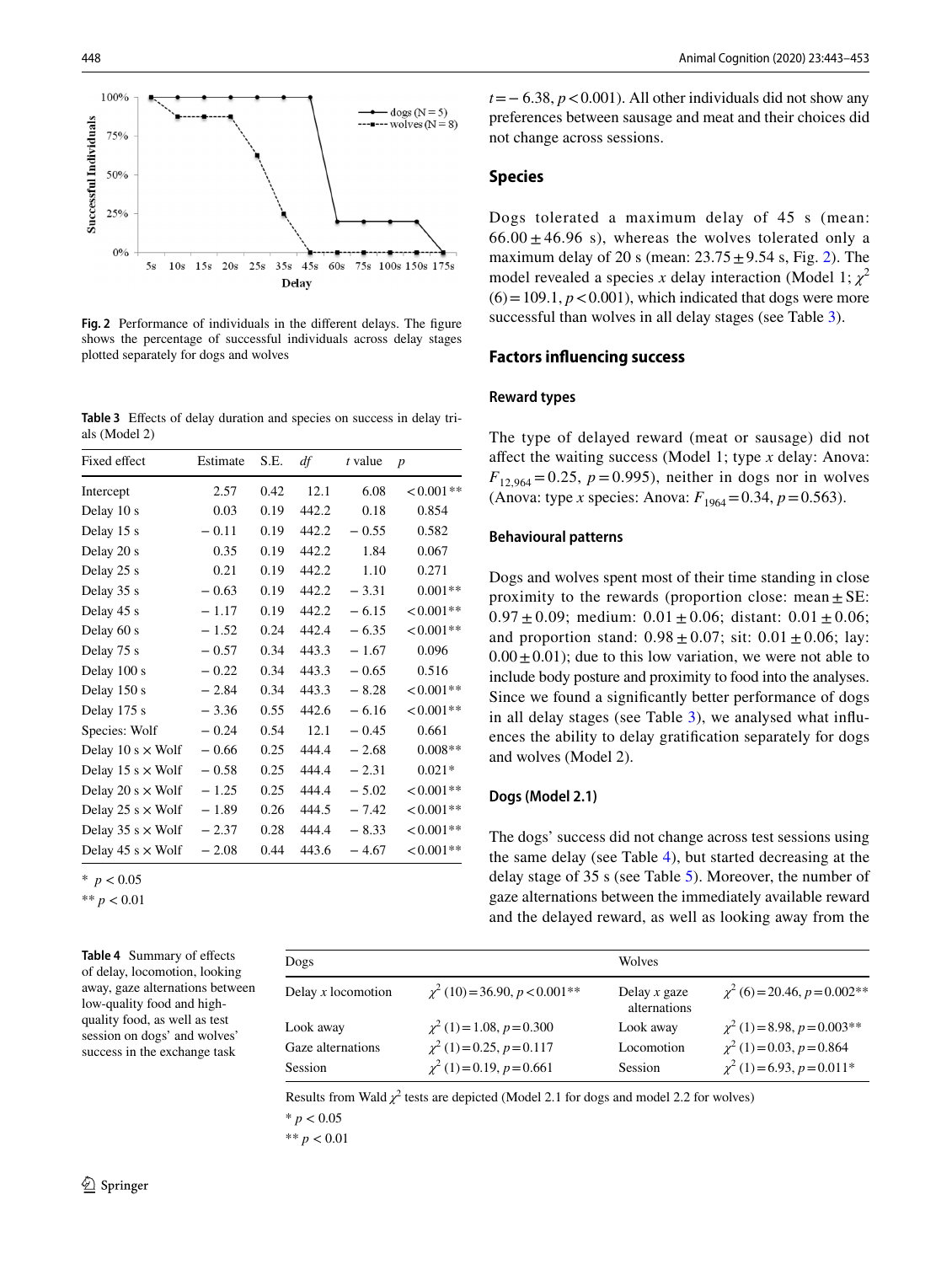Fig. 2 Performance of individuals in the different delays. The figure shows the percentage of successful individuals across delay stages plotted separately for dogs and wolves

Table 3 Effects of delay duration and species on success in delay trials (Model 2)

| Fixed effect | Estimate | S.E. | *df* | *t* value | *p* |
|---|---|---|---|---|---|
| Intercept | 2.57 | 0.42 | 12.1 | 6.08 | < 0.001** |
| Delay 10 s | 0.03 | 0.19 | 442.2 | 0.18 | 0.854 |
| Delay 15 s | − 0.11 | 0.19 | 442.2 | − 0.55 | 0.582 |
| Delay 20 s | 0.35 | 0.19 | 442.2 | 1.84 | 0.067 |
| Delay 25 s | 0.21 | 0.19 | 442.2 | 1.10 | 0.271 |
| Delay 35 s | − 0.63 | 0.19 | 442.2 | − 3.31 | 0.001** |
| Delay 45 s | − 1.17 | 0.19 | 442.2 | − 6.15 | < 0.001** |
| Delay 60 s | − 1.52 | 0.24 | 442.4 | − 6.35 | < 0.001** |
| Delay 75 s | − 0.57 | 0.34 | 443.3 | − 1.67 | 0.096 |
| Delay 100 s | − 0.22 | 0.34 | 443.3 | − 0.65 | 0.516 |
| Delay 150 s | − 2.84 | 0.34 | 443.3 | − 8.28 | < 0.001** |
| Delay 175 s | − 3.36 | 0.55 | 442.6 | − 6.16 | < 0.001** |
| Species: Wolf | − 0.24 | 0.54 | 12.1 | − 0.45 | 0.661 |
| Delay 10 s × Wolf | − 0.66 | 0.25 | 444.4 | − 2.68 | 0.008** |
| Delay 15 s × Wolf | − 0.58 | 0.25 | 444.4 | − 2.31 | 0.021* |
| Delay 20 s × Wolf | − 1.25 | 0.25 | 444.4 | − 5.02 | < 0.001** |
| Delay 25 s × Wolf | − 1.89 | 0.26 | 444.5 | − 7.42 | < 0.001** |
| Delay 35 s × Wolf | − 2.37 | 0.28 | 444.4 | − 8.33 | < 0.001** |
| Delay 45 s × Wolf | − 2.08 | 0.44 | 443.6 | − 4.67 | < 0.001** |

\* $p < 0.05$

\*\* $p < 0.01$

$t = -6.38$, $p < 0.001$). All other individuals did not show any preferences between sausage and meat and their choices did not change across sessions.

## Species

Dogs tolerated a maximum delay of 45 s (mean: $66.00 \pm 46.96$ s), whereas the wolves tolerated only a maximum delay of 20 s (mean: $23.75 \pm 9.54$ s, Fig. 2). The model revealed a species *x* delay interaction (Model 1; $\chi^2$ $(6) = 109.1$, $p < 0.001$), which indicated that dogs were more successful than wolves in all delay stages (see Table 3).

## Factors influencing success

### Reward types

The type of delayed reward (meat or sausage) did not affect the waiting success (Model 1; type *x* delay: Anova: $F_{12,964} = 0.25$, $p = 0.995$), neither in dogs nor in wolves (Anova: type *x* species: Anova: $F_{1964} = 0.34$, $p = 0.563$).

### Behavioural patterns

Dogs and wolves spent most of their time standing in close proximity to the rewards (proportion close: mean ± SE: $0.97 \pm 0.09$; medium: $0.01 \pm 0.06$; distant: $0.01 \pm 0.06$; and proportion stand: $0.98 \pm 0.07$; sit: $0.01 \pm 0.06$; lay: $0.00 \pm 0.01$); due to this low variation, we were not able to include body posture and proximity to food into the analyses. Since we found a significantly better performance of dogs in all delay stages (see Table 3), we analysed what influences the ability to delay gratification separately for dogs and wolves (Model 2).

### Dogs (Model 2.1)

The dogs' success did not change across test sessions using the same delay (see Table 4), but started decreasing at the delay stage of 35 s (see Table 5). Moreover, the number of gaze alternations between the immediately available reward and the delayed reward, as well as looking away from the

Table 4 Summary of effects of delay, locomotion, looking away, gaze alternations between low-quality food and high-quality food, as well as test session on dogs' and wolves' success in the exchange task

| Dogs | | Wolves | |
|---|---|---|---|
| Delay *x* locomotion | $\chi^2$ (10) = 36.90, $p < 0.001$** | Delay *x* gaze alternations | $\chi^2$ (6) = 20.46, $p = 0.002$** |
| Look away | $\chi^2$ (1) = 1.08, $p = 0.300$ | Look away | $\chi^2$ (1) = 8.98, $p = 0.003$** |
| Gaze alternations | $\chi^2$ (1) = 0.25, $p = 0.117$ | Locomotion | $\chi^2$ (1) = 0.03, $p = 0.864$ |
| Session | $\chi^2$ (1) = 0.19, $p = 0.661$ | Session | $\chi^2$ (1) = 6.93, $p = 0.011$* |

Results from Wald $\chi^2$ tests are depicted (Model 2.1 for dogs and model 2.2 for wolves)

\* $p < 0.05$

\*\* $p < 0.01$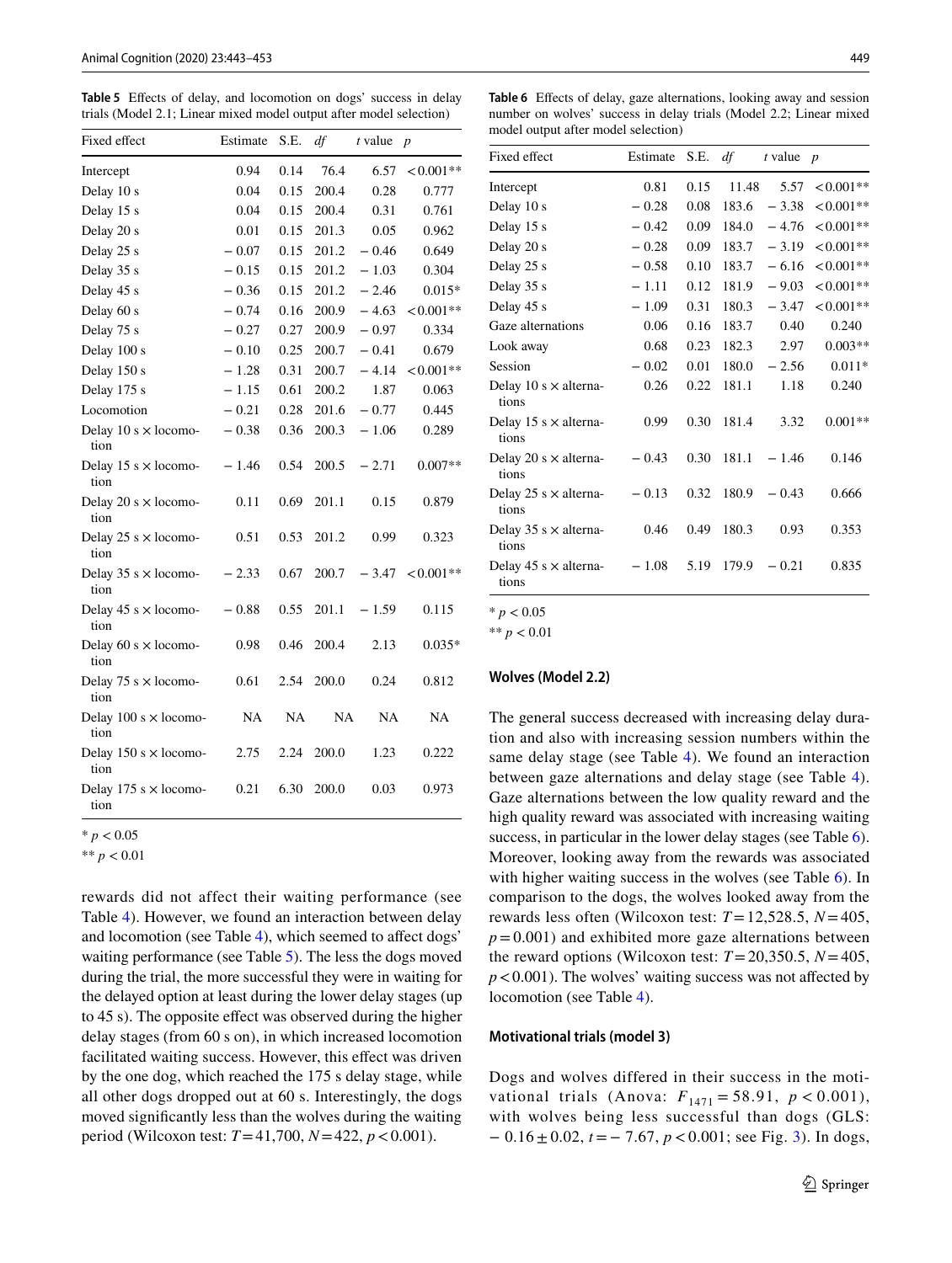**Table 5** Effects of delay, and locomotion on dogs' success in delay trials (Model 2.1; Linear mixed model output after model selection)

| Fixed effect | Estimate | S.E. | *df* | *t* value | *p* |
|---|---|---|---|---|---|
| Intercept | 0.94 | 0.14 | 76.4 | 6.57 | < 0.001** |
| Delay 10 s | 0.04 | 0.15 | 200.4 | 0.28 | 0.777 |
| Delay 15 s | 0.04 | 0.15 | 200.4 | 0.31 | 0.761 |
| Delay 20 s | 0.01 | 0.15 | 201.3 | 0.05 | 0.962 |
| Delay 25 s | − 0.07 | 0.15 | 201.2 | − 0.46 | 0.649 |
| Delay 35 s | − 0.15 | 0.15 | 201.2 | − 1.03 | 0.304 |
| Delay 45 s | − 0.36 | 0.15 | 201.2 | − 2.46 | 0.015* |
| Delay 60 s | − 0.74 | 0.16 | 200.9 | − 4.63 | < 0.001** |
| Delay 75 s | − 0.27 | 0.27 | 200.9 | − 0.97 | 0.334 |
| Delay 100 s | − 0.10 | 0.25 | 200.7 | − 0.41 | 0.679 |
| Delay 150 s | − 1.28 | 0.31 | 200.7 | − 4.14 | < 0.001** |
| Delay 175 s | − 1.15 | 0.61 | 200.2 | 1.87 | 0.063 |
| Locomotion | − 0.21 | 0.28 | 201.6 | − 0.77 | 0.445 |
| Delay 10 s × locomotion | − 0.38 | 0.36 | 200.3 | − 1.06 | 0.289 |
| Delay 15 s × locomotion | − 1.46 | 0.54 | 200.5 | − 2.71 | 0.007** |
| Delay 20 s × locomotion | 0.11 | 0.69 | 201.1 | 0.15 | 0.879 |
| Delay 25 s × locomotion | 0.51 | 0.53 | 201.2 | 0.99 | 0.323 |
| Delay 35 s × locomotion | − 2.33 | 0.67 | 200.7 | − 3.47 | < 0.001** |
| Delay 45 s × locomotion | − 0.88 | 0.55 | 201.1 | − 1.59 | 0.115 |
| Delay 60 s × locomotion | 0.98 | 0.46 | 200.4 | 2.13 | 0.035* |
| Delay 75 s × locomotion | 0.61 | 2.54 | 200.0 | 0.24 | 0.812 |
| Delay 100 s × locomotion | NA | NA | NA | NA | NA |
| Delay 150 s × locomotion | 2.75 | 2.24 | 200.0 | 1.23 | 0.222 |
| Delay 175 s × locomotion | 0.21 | 6.30 | 200.0 | 0.03 | 0.973 |

\* $p < 0.05$

\*\* $p < 0.01$

rewards did not affect their waiting performance (see Table 4). However, we found an interaction between delay and locomotion (see Table 4), which seemed to affect dogs' waiting performance (see Table 5). The less the dogs moved during the trial, the more successful they were in waiting for the delayed option at least during the lower delay stages (up to 45 s). The opposite effect was observed during the higher delay stages (from 60 s on), in which increased locomotion facilitated waiting success. However, this effect was driven by the one dog, which reached the 175 s delay stage, while all other dogs dropped out at 60 s. Interestingly, the dogs moved significantly less than the wolves during the waiting period (Wilcoxon test: $T = 41{,}700$, $N = 422$, $p < 0.001$).

**Table 6** Effects of delay, gaze alternations, looking away and session number on wolves' success in delay trials (Model 2.2; Linear mixed model output after model selection)

| Fixed effect | Estimate | S.E. | *df* | *t* value | *p* |
|---|---|---|---|---|---|
| Intercept | 0.81 | 0.15 | 11.48 | 5.57 | < 0.001** |
| Delay 10 s | − 0.28 | 0.08 | 183.6 | − 3.38 | < 0.001** |
| Delay 15 s | − 0.42 | 0.09 | 184.0 | − 4.76 | < 0.001** |
| Delay 20 s | − 0.28 | 0.09 | 183.7 | − 3.19 | < 0.001** |
| Delay 25 s | − 0.58 | 0.10 | 183.7 | − 6.16 | < 0.001** |
| Delay 35 s | − 1.11 | 0.12 | 181.9 | − 9.03 | < 0.001** |
| Delay 45 s | − 1.09 | 0.31 | 180.3 | − 3.47 | < 0.001** |
| Gaze alternations | 0.06 | 0.16 | 183.7 | 0.40 | 0.240 |
| Look away | 0.68 | 0.23 | 182.3 | 2.97 | 0.003** |
| Session | − 0.02 | 0.01 | 180.0 | − 2.56 | 0.011* |
| Delay 10 s × alternations | 0.26 | 0.22 | 181.1 | 1.18 | 0.240 |
| Delay 15 s × alternations | 0.99 | 0.30 | 181.4 | 3.32 | 0.001** |
| Delay 20 s × alternations | − 0.43 | 0.30 | 181.1 | − 1.46 | 0.146 |
| Delay 25 s × alternations | − 0.13 | 0.32 | 180.9 | − 0.43 | 0.666 |
| Delay 35 s × alternations | 0.46 | 0.49 | 180.3 | 0.93 | 0.353 |
| Delay 45 s × alternations | − 1.08 | 5.19 | 179.9 | − 0.21 | 0.835 |

\* $p < 0.05$

\*\* $p < 0.01$

#### Wolves (Model 2.2)

The general success decreased with increasing delay duration and also with increasing session numbers within the same delay stage (see Table 4). We found an interaction between gaze alternations and delay stage (see Table 4). Gaze alternations between the low quality reward and the high quality reward was associated with increasing waiting success, in particular in the lower delay stages (see Table 6). Moreover, looking away from the rewards was associated with higher waiting success in the wolves (see Table 6). In comparison to the dogs, the wolves looked away from the rewards less often (Wilcoxon test: $T = 12{,}528.5$, $N = 405$, $p = 0.001$) and exhibited more gaze alternations between the reward options (Wilcoxon test: $T = 20{,}350.5$, $N = 405$, $p < 0.001$). The wolves' waiting success was not affected by locomotion (see Table 4).

#### Motivational trials (model 3)

Dogs and wolves differed in their success in the motivational trials (Anova: $F_{1471} = 58.91$, $p < 0.001$), with wolves being less successful than dogs (GLS: $-0.16 \pm 0.02$, $t = -7.67$, $p < 0.001$; see Fig. 3). In dogs,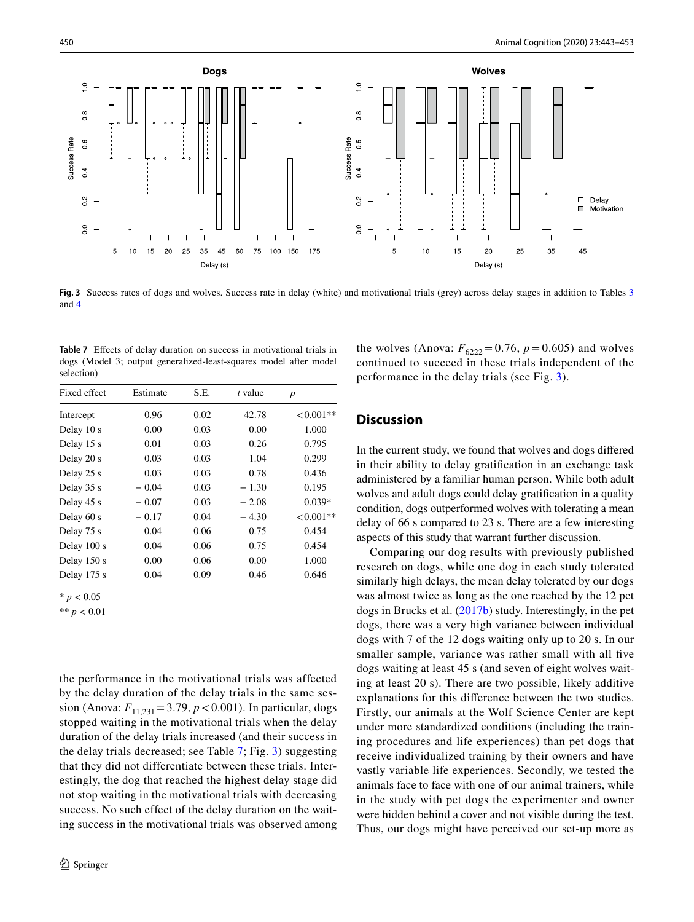**Fig. 3** Success rates of dogs and wolves. Success rate in delay (white) and motivational trials (grey) across delay stages in addition to Tables 3 and 4

**Table 7** Effects of delay duration on success in motivational trials in dogs (Model 3; output generalized-least-squares model after model selection)

| Fixed effect | Estimate | S.E. | *t* value | *p* |
|---|---|---|---|---|
| Intercept | 0.96 | 0.02 | 42.78 | < 0.001** |
| Delay 10 s | 0.00 | 0.03 | 0.00 | 1.000 |
| Delay 15 s | 0.01 | 0.03 | 0.26 | 0.795 |
| Delay 20 s | 0.03 | 0.03 | 1.04 | 0.299 |
| Delay 25 s | 0.03 | 0.03 | 0.78 | 0.436 |
| Delay 35 s | − 0.04 | 0.03 | − 1.30 | 0.195 |
| Delay 45 s | − 0.07 | 0.03 | − 2.08 | 0.039* |
| Delay 60 s | − 0.17 | 0.04 | − 4.30 | < 0.001** |
| Delay 75 s | 0.04 | 0.06 | 0.75 | 0.454 |
| Delay 100 s | 0.04 | 0.06 | 0.75 | 0.454 |
| Delay 150 s | 0.00 | 0.06 | 0.00 | 1.000 |
| Delay 175 s | 0.04 | 0.09 | 0.46 | 0.646 |

* $p < 0.05$

** $p < 0.01$

the performance in the motivational trials was affected by the delay duration of the delay trials in the same session (Anova: $F_{11,231} = 3.79$, $p < 0.001$). In particular, dogs stopped waiting in the motivational trials when the delay duration of the delay trials increased (and their success in the delay trials decreased; see Table 7; Fig. 3) suggesting that they did not differentiate between these trials. Interestingly, the dog that reached the highest delay stage did not stop waiting in the motivational trials with decreasing success. No such effect of the delay duration on the waiting success in the motivational trials was observed among the wolves (Anova: $F_{6222} = 0.76$, $p = 0.605$) and wolves continued to succeed in these trials independent of the performance in the delay trials (see Fig. 3).

## Discussion

In the current study, we found that wolves and dogs differed in their ability to delay gratification in an exchange task administered by a familiar human person. While both adult wolves and adult dogs could delay gratification in a quality condition, dogs outperformed wolves with tolerating a mean delay of 66 s compared to 23 s. There are a few interesting aspects of this study that warrant further discussion.

Comparing our dog results with previously published research on dogs, while one dog in each study tolerated similarly high delays, the mean delay tolerated by our dogs was almost twice as long as the one reached by the 12 pet dogs in Brucks et al. (2017b) study. Interestingly, in the pet dogs, there was a very high variance between individual dogs with 7 of the 12 dogs waiting only up to 20 s. In our smaller sample, variance was rather small with all five dogs waiting at least 45 s (and seven of eight wolves waiting at least 20 s). There are two possible, likely additive explanations for this difference between the two studies. Firstly, our animals at the Wolf Science Center are kept under more standardized conditions (including the training procedures and life experiences) than pet dogs that receive individualized training by their owners and have vastly variable life experiences. Secondly, we tested the animals face to face with one of our animal trainers, while in the study with pet dogs the experimenter and owner were hidden behind a cover and not visible during the test. Thus, our dogs might have perceived our set-up more as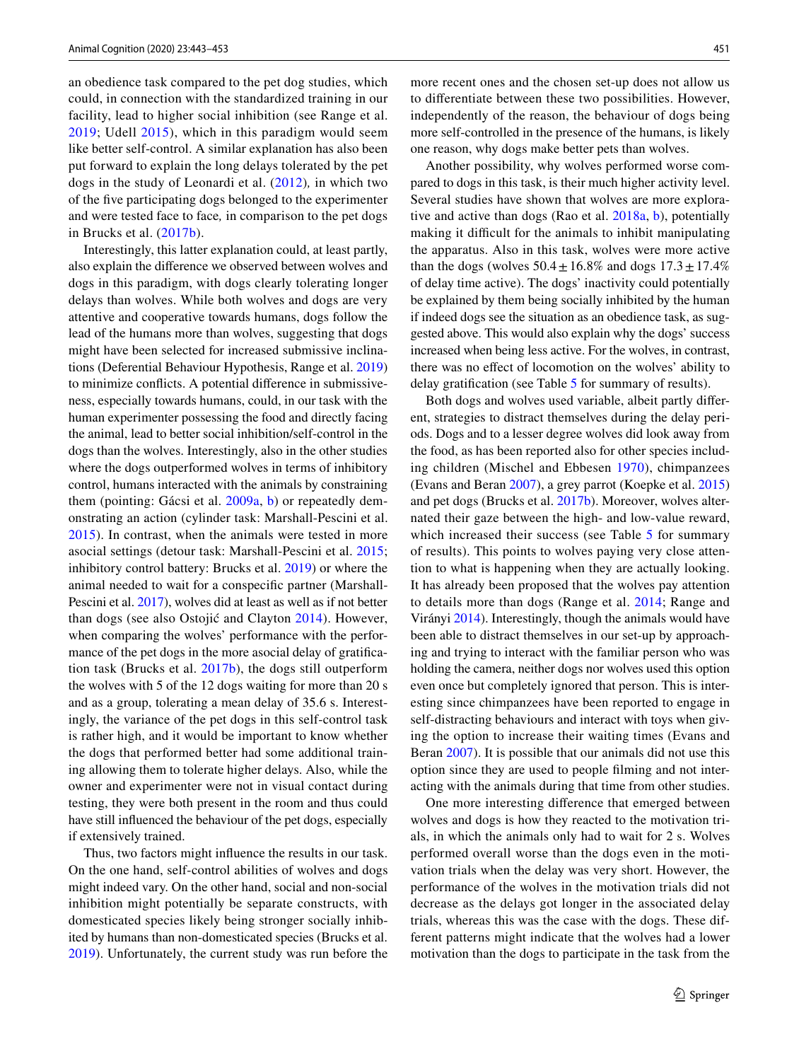an obedience task compared to the pet dog studies, which could, in connection with the standardized training in our facility, lead to higher social inhibition (see Range et al. 2019; Udell 2015), which in this paradigm would seem like better self-control. A similar explanation has also been put forward to explain the long delays tolerated by the pet dogs in the study of Leonardi et al. (2012)*,* in which two of the five participating dogs belonged to the experimenter and were tested face to face*,* in comparison to the pet dogs in Brucks et al. (2017b).

Interestingly, this latter explanation could, at least partly, also explain the difference we observed between wolves and dogs in this paradigm, with dogs clearly tolerating longer delays than wolves. While both wolves and dogs are very attentive and cooperative towards humans, dogs follow the lead of the humans more than wolves, suggesting that dogs might have been selected for increased submissive inclinations (Deferential Behaviour Hypothesis, Range et al. 2019) to minimize conflicts. A potential difference in submissiveness, especially towards humans, could, in our task with the human experimenter possessing the food and directly facing the animal, lead to better social inhibition/self-control in the dogs than the wolves. Interestingly, also in the other studies where the dogs outperformed wolves in terms of inhibitory control, humans interacted with the animals by constraining them (pointing: Gácsi et al. 2009a, b) or repeatedly demonstrating an action (cylinder task: Marshall-Pescini et al. 2015). In contrast, when the animals were tested in more asocial settings (detour task: Marshall-Pescini et al. 2015; inhibitory control battery: Brucks et al. 2019) or where the animal needed to wait for a conspecific partner (Marshall-Pescini et al. 2017), wolves did at least as well as if not better than dogs (see also Ostojić and Clayton 2014). However, when comparing the wolves' performance with the performance of the pet dogs in the more asocial delay of gratification task (Brucks et al. 2017b), the dogs still outperform the wolves with 5 of the 12 dogs waiting for more than 20 s and as a group, tolerating a mean delay of 35.6 s. Interestingly, the variance of the pet dogs in this self-control task is rather high, and it would be important to know whether the dogs that performed better had some additional training allowing them to tolerate higher delays. Also, while the owner and experimenter were not in visual contact during testing, they were both present in the room and thus could have still influenced the behaviour of the pet dogs, especially if extensively trained.

Thus, two factors might influence the results in our task. On the one hand, self-control abilities of wolves and dogs might indeed vary. On the other hand, social and non-social inhibition might potentially be separate constructs, with domesticated species likely being stronger socially inhibited by humans than non-domesticated species (Brucks et al. 2019). Unfortunately, the current study was run before the more recent ones and the chosen set-up does not allow us to differentiate between these two possibilities. However, independently of the reason, the behaviour of dogs being more self-controlled in the presence of the humans, is likely one reason, why dogs make better pets than wolves.

Another possibility, why wolves performed worse compared to dogs in this task, is their much higher activity level. Several studies have shown that wolves are more explorative and active than dogs (Rao et al. 2018a, b), potentially making it difficult for the animals to inhibit manipulating the apparatus. Also in this task, wolves were more active than the dogs (wolves 50.4 ± 16.8% and dogs 17.3 ± 17.4% of delay time active). The dogs' inactivity could potentially be explained by them being socially inhibited by the human if indeed dogs see the situation as an obedience task, as suggested above. This would also explain why the dogs' success increased when being less active. For the wolves, in contrast, there was no effect of locomotion on the wolves' ability to delay gratification (see Table 5 for summary of results).

Both dogs and wolves used variable, albeit partly different, strategies to distract themselves during the delay periods. Dogs and to a lesser degree wolves did look away from the food, as has been reported also for other species including children (Mischel and Ebbesen 1970), chimpanzees (Evans and Beran 2007), a grey parrot (Koepke et al. 2015) and pet dogs (Brucks et al. 2017b). Moreover, wolves alternated their gaze between the high- and low-value reward, which increased their success (see Table 5 for summary of results). This points to wolves paying very close attention to what is happening when they are actually looking. It has already been proposed that the wolves pay attention to details more than dogs (Range et al. 2014; Range and Virányi 2014). Interestingly, though the animals would have been able to distract themselves in our set-up by approaching and trying to interact with the familiar person who was holding the camera, neither dogs nor wolves used this option even once but completely ignored that person. This is interesting since chimpanzees have been reported to engage in self-distracting behaviours and interact with toys when giving the option to increase their waiting times (Evans and Beran 2007). It is possible that our animals did not use this option since they are used to people filming and not interacting with the animals during that time from other studies.

One more interesting difference that emerged between wolves and dogs is how they reacted to the motivation trials, in which the animals only had to wait for 2 s. Wolves performed overall worse than the dogs even in the motivation trials when the delay was very short. However, the performance of the wolves in the motivation trials did not decrease as the delays got longer in the associated delay trials, whereas this was the case with the dogs. These different patterns might indicate that the wolves had a lower motivation than the dogs to participate in the task from the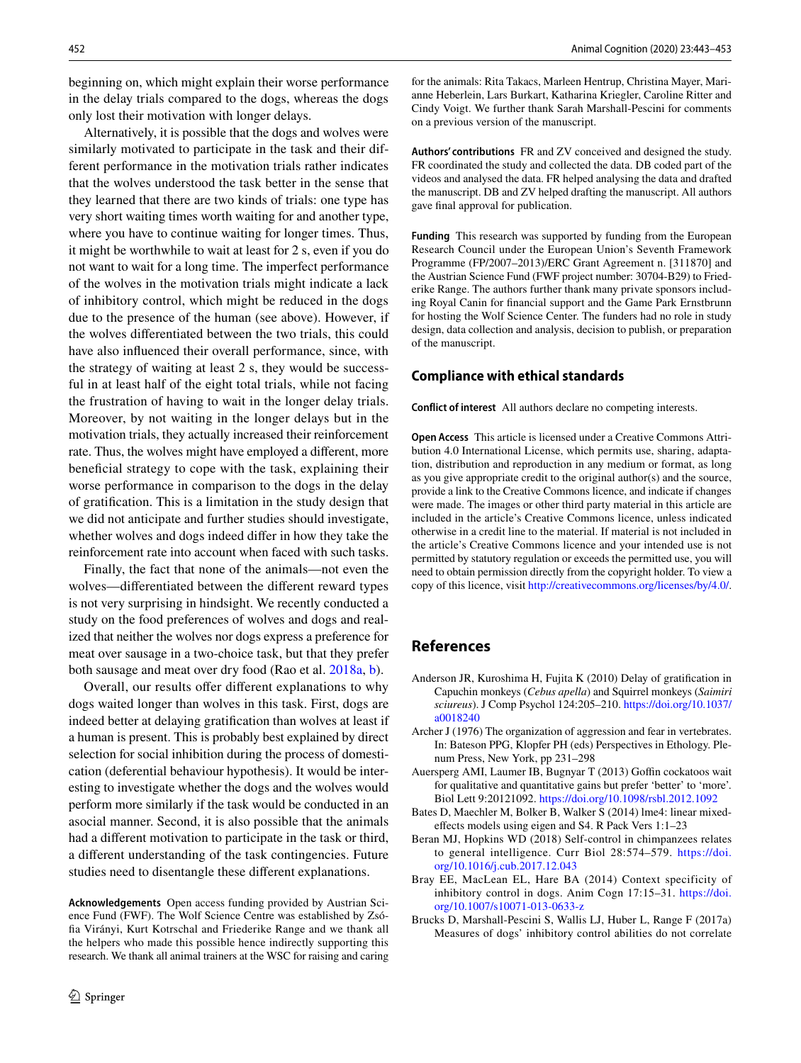beginning on, which might explain their worse performance in the delay trials compared to the dogs, whereas the dogs only lost their motivation with longer delays.

Alternatively, it is possible that the dogs and wolves were similarly motivated to participate in the task and their different performance in the motivation trials rather indicates that the wolves understood the task better in the sense that they learned that there are two kinds of trials: one type has very short waiting times worth waiting for and another type, where you have to continue waiting for longer times. Thus, it might be worthwhile to wait at least for 2 s, even if you do not want to wait for a long time. The imperfect performance of the wolves in the motivation trials might indicate a lack of inhibitory control, which might be reduced in the dogs due to the presence of the human (see above). However, if the wolves differentiated between the two trials, this could have also influenced their overall performance, since, with the strategy of waiting at least 2 s, they would be successful in at least half of the eight total trials, while not facing the frustration of having to wait in the longer delay trials. Moreover, by not waiting in the longer delays but in the motivation trials, they actually increased their reinforcement rate. Thus, the wolves might have employed a different, more beneficial strategy to cope with the task, explaining their worse performance in comparison to the dogs in the delay of gratification. This is a limitation in the study design that we did not anticipate and further studies should investigate, whether wolves and dogs indeed differ in how they take the reinforcement rate into account when faced with such tasks.

Finally, the fact that none of the animals—not even the wolves—differentiated between the different reward types is not very surprising in hindsight. We recently conducted a study on the food preferences of wolves and dogs and realized that neither the wolves nor dogs express a preference for meat over sausage in a two-choice task, but that they prefer both sausage and meat over dry food (Rao et al. 2018a, b).

Overall, our results offer different explanations to why dogs waited longer than wolves in this task. First, dogs are indeed better at delaying gratification than wolves at least if a human is present. This is probably best explained by direct selection for social inhibition during the process of domestication (deferential behaviour hypothesis). It would be interesting to investigate whether the dogs and the wolves would perform more similarly if the task would be conducted in an asocial manner. Second, it is also possible that the animals had a different motivation to participate in the task or third, a different understanding of the task contingencies. Future studies need to disentangle these different explanations.

**Acknowledgements** Open access funding provided by Austrian Science Fund (FWF). The Wolf Science Centre was established by Zsófia Virányi, Kurt Kotrschal and Friederike Range and we thank all the helpers who made this possible hence indirectly supporting this research. We thank all animal trainers at the WSC for raising and caring for the animals: Rita Takacs, Marleen Hentrup, Christina Mayer, Marianne Heberlein, Lars Burkart, Katharina Kriegler, Caroline Ritter and Cindy Voigt. We further thank Sarah Marshall-Pescini for comments on a previous version of the manuscript.

**Authors' contributions** FR and ZV conceived and designed the study. FR coordinated the study and collected the data. DB coded part of the videos and analysed the data. FR helped analysing the data and drafted the manuscript. DB and ZV helped drafting the manuscript. All authors gave final approval for publication.

**Funding** This research was supported by funding from the European Research Council under the European Union's Seventh Framework Programme (FP/2007–2013)/ERC Grant Agreement n. [311870] and the Austrian Science Fund (FWF project number: 30704-B29) to Friederike Range. The authors further thank many private sponsors including Royal Canin for financial support and the Game Park Ernstbrunn for hosting the Wolf Science Center. The funders had no role in study design, data collection and analysis, decision to publish, or preparation of the manuscript.

## Compliance with ethical standards

**Conflict of interest** All authors declare no competing interests.

**Open Access** This article is licensed under a Creative Commons Attribution 4.0 International License, which permits use, sharing, adaptation, distribution and reproduction in any medium or format, as long as you give appropriate credit to the original author(s) and the source, provide a link to the Creative Commons licence, and indicate if changes were made. The images or other third party material in this article are included in the article's Creative Commons licence, unless indicated otherwise in a credit line to the material. If material is not included in the article's Creative Commons licence and your intended use is not permitted by statutory regulation or exceeds the permitted use, you will need to obtain permission directly from the copyright holder. To view a copy of this licence, visit http://creativecommons.org/licenses/by/4.0/.

## References

Anderson JR, Kuroshima H, Fujita K (2010) Delay of gratification in Capuchin monkeys (*Cebus apella*) and Squirrel monkeys (*Saimiri sciureus*). J Comp Psychol 124:205–210. https://doi.org/10.1037/a0018240

Archer J (1976) The organization of aggression and fear in vertebrates. In: Bateson PPG, Klopfer PH (eds) Perspectives in Ethology. Plenum Press, New York, pp 231–298

Auersperg AMI, Laumer IB, Bugnyar T (2013) Goffin cockatoos wait for qualitative and quantitative gains but prefer 'better' to 'more'. Biol Lett 9:20121092. https://doi.org/10.1098/rsbl.2012.1092

Bates D, Maechler M, Bolker B, Walker S (2014) lme4: linear mixed-effects models using eigen and S4. R Pack Vers 1:1–23

Beran MJ, Hopkins WD (2018) Self-control in chimpanzees relates to general intelligence. Curr Biol 28:574–579. https://doi.org/10.1016/j.cub.2017.12.043

Bray EE, MacLean EL, Hare BA (2014) Context specificity of inhibitory control in dogs. Anim Cogn 17:15–31. https://doi.org/10.1007/s10071-013-0633-z

Brucks D, Marshall-Pescini S, Wallis LJ, Huber L, Range F (2017a) Measures of dogs' inhibitory control abilities do not correlate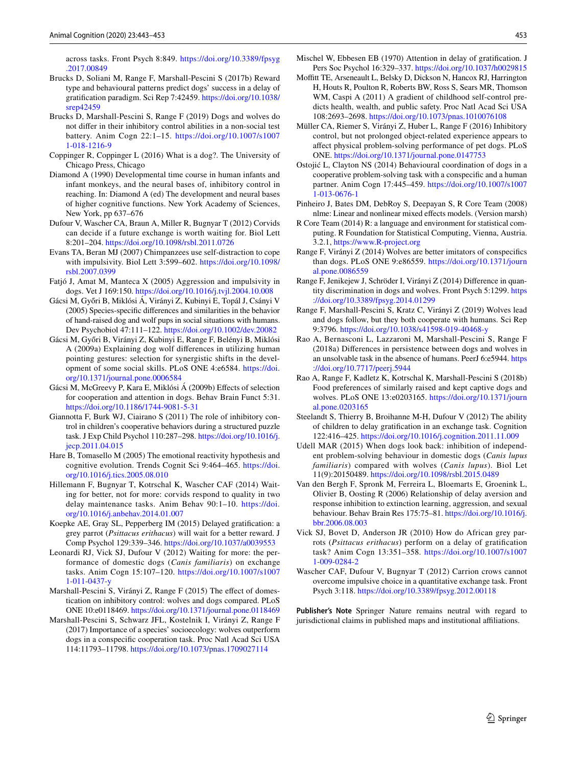across tasks. Front Psych 8:849. https://doi.org/10.3389/fpsyg.2017.00849

Brucks D, Soliani M, Range F, Marshall-Pescini S (2017b) Reward type and behavioural patterns predict dogs' success in a delay of gratification paradigm. Sci Rep 7:42459. https://doi.org/10.1038/srep42459

Brucks D, Marshall-Pescini S, Range F (2019) Dogs and wolves do not differ in their inhibitory control abilities in a non-social test battery. Anim Cogn 22:1–15. https://doi.org/10.1007/s10071-018-1216-9

Coppinger R, Coppinger L (2016) What is a dog?. The University of Chicago Press, Chicago

Diamond A (1990) Developmental time course in human infants and infant monkeys, and the neural bases of, inhibitory control in reaching. In: Diamond A (ed) The development and neural bases of higher cognitive functions. New York Academy of Sciences, New York, pp 637–676

Dufour V, Wascher CA, Braun A, Miller R, Bugnyar T (2012) Corvids can decide if a future exchange is worth waiting for. Biol Lett 8:201–204. https://doi.org/10.1098/rsbl.2011.0726

Evans TA, Beran MJ (2007) Chimpanzees use self-distraction to cope with impulsivity. Biol Lett 3:599–602. https://doi.org/10.1098/rsbl.2007.0399

Fatjó J, Amat M, Manteca X (2005) Aggression and impulsivity in dogs. Vet J 169:150. https://doi.org/10.1016/j.tvjl.2004.10.008

Gácsi M, Győri B, Miklósi Á, Virányi Z, Kubinyi E, Topál J, Csányi V (2005) Species-specific differences and similarities in the behavior of hand-raised dog and wolf pups in social situations with humans. Dev Psychobiol 47:111–122. https://doi.org/10.1002/dev.20082

Gácsi M, Győri B, Virányi Z, Kubinyi E, Range F, Belényi B, Miklósi A (2009a) Explaining dog wolf differences in utilizing human pointing gestures: selection for synergistic shifts in the development of some social skills. PLoS ONE 4:e6584. https://doi.org/10.1371/journal.pone.0006584

Gácsi M, McGreevy P, Kara E, Miklósi Á (2009b) Effects of selection for cooperation and attention in dogs. Behav Brain Funct 5:31. https://doi.org/10.1186/1744-9081-5-31

Giannotta F, Burk WJ, Ciairano S (2011) The role of inhibitory control in children's cooperative behaviors during a structured puzzle task. J Exp Child Psychol 110:287–298. https://doi.org/10.1016/j.jecp.2011.04.015

Hare B, Tomasello M (2005) The emotional reactivity hypothesis and cognitive evolution. Trends Cognit Sci 9:464–465. https://doi.org/10.1016/j.tics.2005.08.010

Hillemann F, Bugnyar T, Kotrschal K, Wascher CAF (2014) Waiting for better, not for more: corvids respond to quality in two delay maintenance tasks. Anim Behav 90:1–10. https://doi.org/10.1016/j.anbehav.2014.01.007

Koepke AE, Gray SL, Pepperberg IM (2015) Delayed gratification: a grey parrot (*Psittacus erithacus*) will wait for a better reward. J Comp Psychol 129:339–346. https://doi.org/10.1037/a0039553

Leonardi RJ, Vick SJ, Dufour V (2012) Waiting for more: the performance of domestic dogs (*Canis familiaris*) on exchange tasks. Anim Cogn 15:107–120. https://doi.org/10.1007/s10071-011-0437-y

Marshall-Pescini S, Virányi Z, Range F (2015) The effect of domestication on inhibitory control: wolves and dogs compared. PLoS ONE 10:e0118469. https://doi.org/10.1371/journal.pone.0118469

Marshall-Pescini S, Schwarz JFL, Kostelnik I, Virányi Z, Range F (2017) Importance of a species' socioecology: wolves outperform dogs in a conspecific cooperation task. Proc Natl Acad Sci USA 114:11793–11798. https://doi.org/10.1073/pnas.1709027114

Mischel W, Ebbesen EB (1970) Attention in delay of gratification. J Pers Soc Psychol 16:329–337. https://doi.org/10.1037/h0029815

Moffitt TE, Arseneault L, Belsky D, Dickson N, Hancox RJ, Harrington H, Houts R, Poulton R, Roberts BW, Ross S, Sears MR, Thomson WM, Caspi A (2011) A gradient of childhood self-control predicts health, wealth, and public safety. Proc Natl Acad Sci USA 108:2693–2698. https://doi.org/10.1073/pnas.1010076108

Müller CA, Riemer S, Virányi Z, Huber L, Range F (2016) Inhibitory control, but not prolonged object-related experience appears to affect physical problem-solving performance of pet dogs. PLoS ONE. https://doi.org/10.1371/journal.pone.0147753

Ostojić L, Clayton NS (2014) Behavioural coordination of dogs in a cooperative problem-solving task with a conspecific and a human partner. Anim Cogn 17:445–459. https://doi.org/10.1007/s10071-013-0676-1

Pinheiro J, Bates DM, DebRoy S, Deepayan S, R Core Team (2008) nlme: Linear and nonlinear mixed effects models. (Version marsh)

R Core Team (2014) R: a language and environment for statistical computing. R Foundation for Statistical Computing, Vienna, Austria. 3.2.1, https://www.R-project.org

Range F, Virányi Z (2014) Wolves are better imitators of conspecifics than dogs. PLoS ONE 9:e86559. https://doi.org/10.1371/journal.pone.0086559

Range F, Jenikejew J, Schröder I, Virányi Z (2014) Difference in quantity discrimination in dogs and wolves. Front Psych 5:1299. https://doi.org/10.3389/fpsyg.2014.01299

Range F, Marshall-Pescini S, Kratz C, Virányi Z (2019) Wolves lead and dogs follow, but they both cooperate with humans. Sci Rep 9:3796. https://doi.org/10.1038/s41598-019-40468-y

Rao A, Bernasconi L, Lazzaroni M, Marshall-Pescini S, Range F (2018a) Differences in persistence between dogs and wolves in an unsolvable task in the absence of humans. PeerJ 6:e5944. https://doi.org/10.7717/peerj.5944

Rao A, Range F, Kadletz K, Kotrschal K, Marshall-Pescini S (2018b) Food preferences of similarly raised and kept captive dogs and wolves. PLoS ONE 13:e0203165. https://doi.org/10.1371/journal.pone.0203165

Steelandt S, Thierry B, Broihanne M-H, Dufour V (2012) The ability of children to delay gratification in an exchange task. Cognition 122:416–425. https://doi.org/10.1016/j.cognition.2011.11.009

Udell MAR (2015) When dogs look back: inhibition of independent problem-solving behaviour in domestic dogs (*Canis lupus familiaris*) compared with wolves (*Canis lupus*). Biol Let 11(9):20150489. https://doi.org/10.1098/rsbl.2015.0489

Van den Bergh F, Spronk M, Ferreira L, Bloemarts E, Groenink L, Olivier B, Oosting R (2006) Relationship of delay aversion and response inhibition to extinction learning, aggression, and sexual behaviour. Behav Brain Res 175:75–81. https://doi.org/10.1016/j.bbr.2006.08.003

Vick SJ, Bovet D, Anderson JR (2010) How do African grey parrots (*Psittacus erithacus*) perform on a delay of gratification task? Anim Cogn 13:351–358. https://doi.org/10.1007/s10071-009-0284-2

Wascher CAF, Dufour V, Bugnyar T (2012) Carrion crows cannot overcome impulsive choice in a quantitative exchange task. Front Psych 3:118. https://doi.org/10.3389/fpsyg.2012.00118

**Publisher's Note** Springer Nature remains neutral with regard to jurisdictional claims in published maps and institutional affiliations.